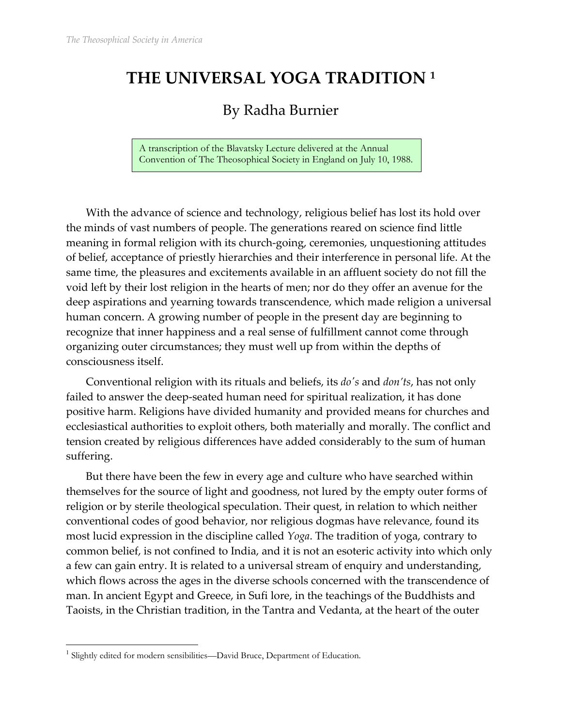# THE UNIVERSAL YOGA TRADITION [1]

By Radha Burnier

A transcription of the Blavatsky Lecture delivered at the Annual Convention of The Theosophical Society in England on July 10, 1988.

With the advance of science and technology, religious belief has lost its hold over the minds of vast numbers of people. The generations reared on science find little meaning in formal religion with its church-going, ceremonies, unquestioning attitudes of belief, acceptance of priestly hierarchies and their interference in personal life. At the same time, the pleasures and excitements available in an affluent society do not fill the void left by their lost religion in the hearts of men; nor do they offer an avenue for the deep aspirations and yearning towards transcendence, which made religion a universal human concern. A growing number of people in the present day are beginning to recognize that inner happiness and a real sense of fulfillment cannot come through organizing outer circumstances; they must well up from within the depths of consciousness itself.

Conventional religion with its rituals and beliefs, its *do's* and *don'ts*, has not only failed to answer the deep-seated human need for spiritual realization, it has done positive harm. Religions have divided humanity and provided means for churches and ecclesiastical authorities to exploit others, both materially and morally. The conflict and tension created by religious differences have added considerably to the sum of human suffering.

But there have been the few in every age and culture who have searched within themselves for the source of light and goodness, not lured by the empty outer forms of religion or by sterile theological speculation. Their quest, in relation to which neither conventional codes of good behavior, nor religious dogmas have relevance, found its most lucid expression in the discipline called *Yoga*. The tradition of yoga, contrary to common belief, is not confined to India, and it is not an esoteric activity into which only a few can gain entry. It is related to a universal stream of enquiry and understanding, which flows across the ages in the diverse schools concerned with the transcendence of man. In ancient Egypt and Greece, in Sufi lore, in the teachings of the Buddhists and Taoists, in the Christian tradition, in the Tantra and Vedanta, at the heart of the outer

---

[1] Slightly edited for modern sensibilities—David Bruce, Department of Education.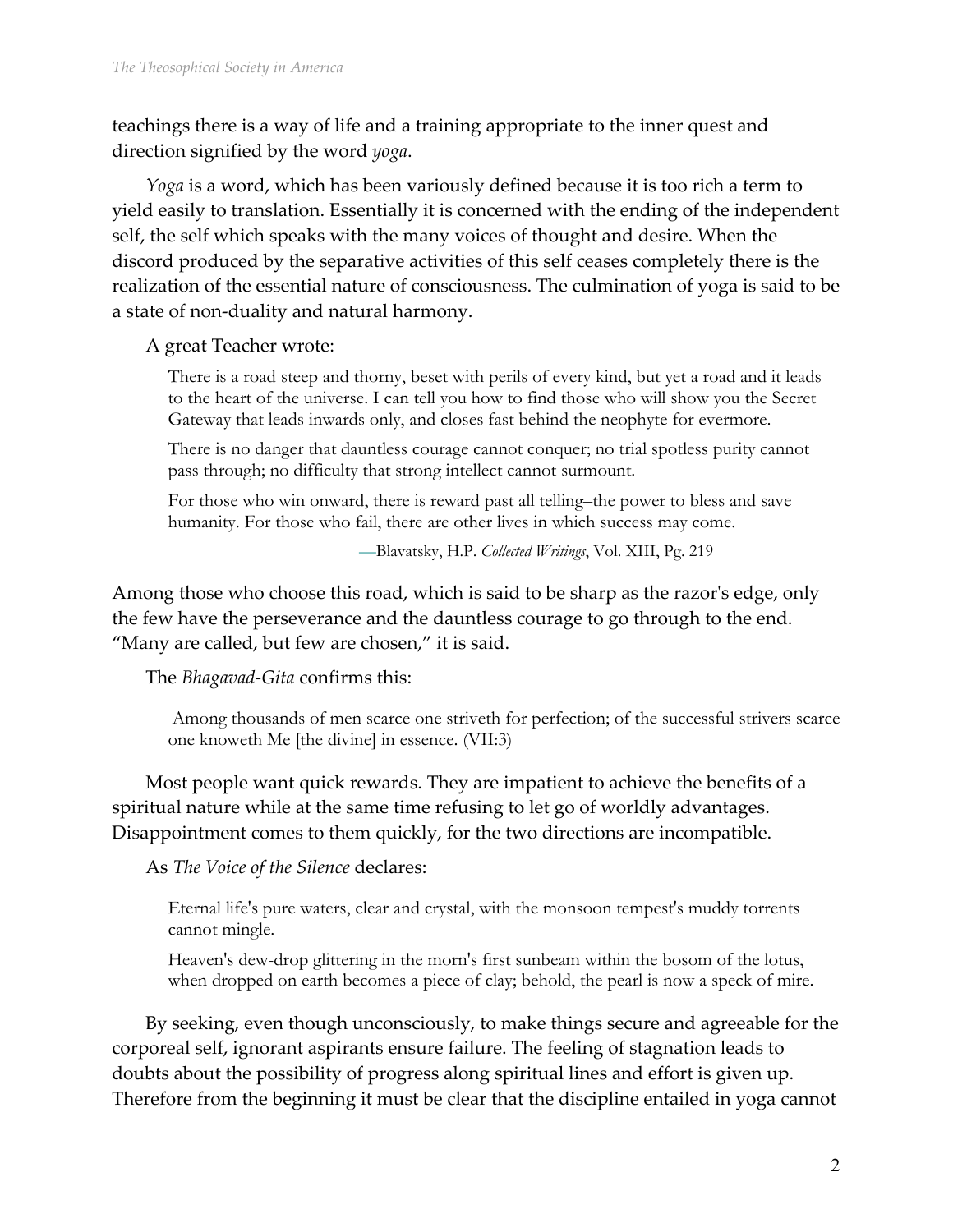teachings there is a way of life and a training appropriate to the inner quest and direction signified by the word *yoga*.

*Yoga* is a word, which has been variously defined because it is too rich a term to yield easily to translation. Essentially it is concerned with the ending of the independent self, the self which speaks with the many voices of thought and desire. When the discord produced by the separative activities of this self ceases completely there is the realization of the essential nature of consciousness. The culmination of yoga is said to be a state of non-duality and natural harmony.

A great Teacher wrote:

> There is a road steep and thorny, beset with perils of every kind, but yet a road and it leads to the heart of the universe. I can tell you how to find those who will show you the Secret Gateway that leads inwards only, and closes fast behind the neophyte for evermore.
>
> There is no danger that dauntless courage cannot conquer; no trial spotless purity cannot pass through; no difficulty that strong intellect cannot surmount.
>
> For those who win onward, there is reward past all telling–the power to bless and save humanity. For those who fail, there are other lives in which success may come.
>
> —Blavatsky, H.P. *Collected Writings*, Vol. XIII, Pg. 219

Among those who choose this road, which is said to be sharp as the razor's edge, only the few have the perseverance and the dauntless courage to go through to the end. "Many are called, but few are chosen," it is said.

The *Bhagavad-Gita* confirms this:

> Among thousands of men scarce one striveth for perfection; of the successful strivers scarce one knoweth Me [the divine] in essence. (VII:3)

Most people want quick rewards. They are impatient to achieve the benefits of a spiritual nature while at the same time refusing to let go of worldly advantages. Disappointment comes to them quickly, for the two directions are incompatible.

As *The Voice of the Silence* declares:

> Eternal life's pure waters, clear and crystal, with the monsoon tempest's muddy torrents cannot mingle.
>
> Heaven's dew-drop glittering in the morn's first sunbeam within the bosom of the lotus, when dropped on earth becomes a piece of clay; behold, the pearl is now a speck of mire.

By seeking, even though unconsciously, to make things secure and agreeable for the corporeal self, ignorant aspirants ensure failure. The feeling of stagnation leads to doubts about the possibility of progress along spiritual lines and effort is given up. Therefore from the beginning it must be clear that the discipline entailed in yoga cannot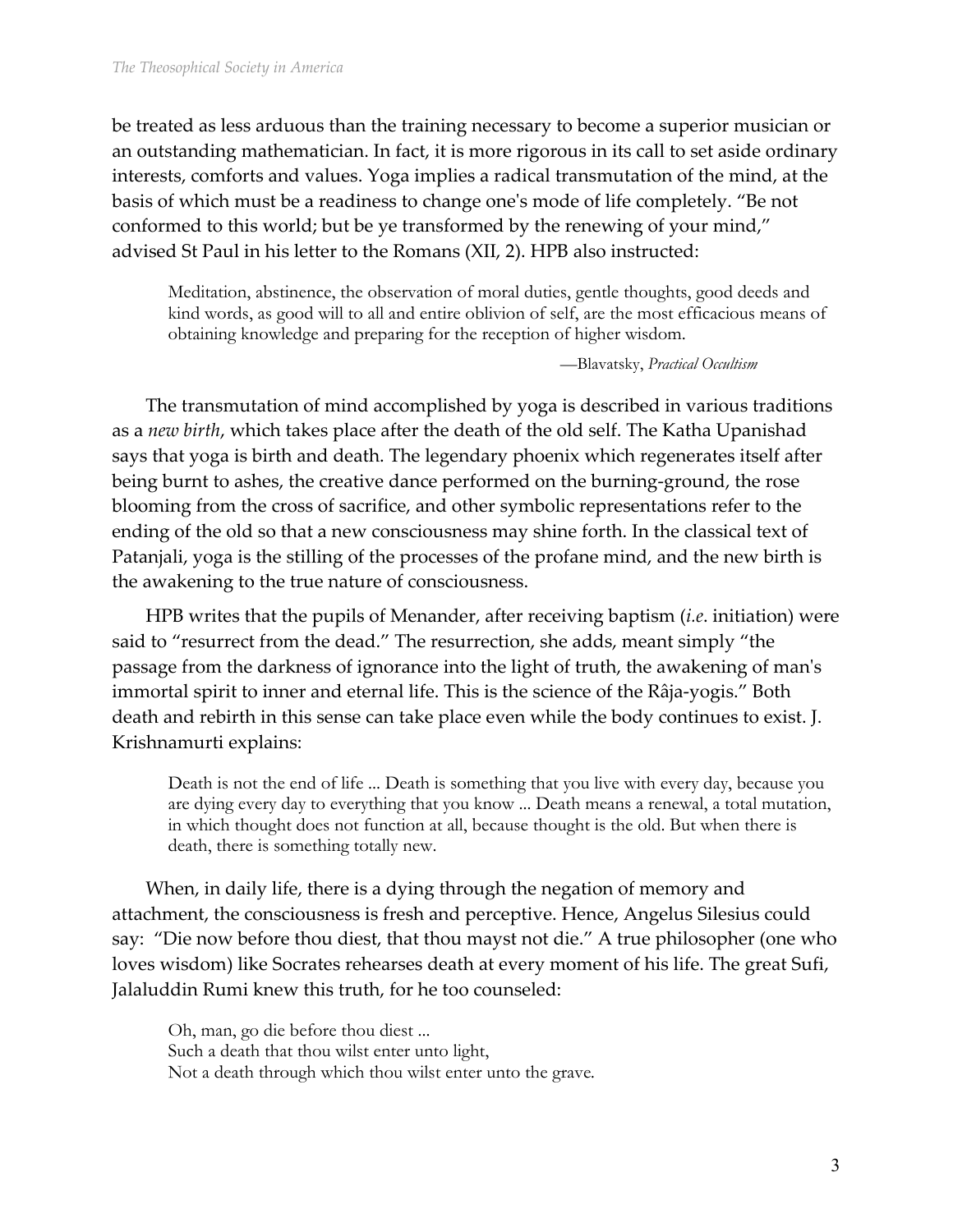be treated as less arduous than the training necessary to become a superior musician or an outstanding mathematician. In fact, it is more rigorous in its call to set aside ordinary interests, comforts and values. Yoga implies a radical transmutation of the mind, at the basis of which must be a readiness to change one's mode of life completely. "Be not conformed to this world; but be ye transformed by the renewing of your mind," advised St Paul in his letter to the Romans (XII, 2). HPB also instructed:

> Meditation, abstinence, the observation of moral duties, gentle thoughts, good deeds and kind words, as good will to all and entire oblivion of self, are the most efficacious means of obtaining knowledge and preparing for the reception of higher wisdom.
>
> —Blavatsky, *Practical Occultism*

The transmutation of mind accomplished by yoga is described in various traditions as a *new birth*, which takes place after the death of the old self. The Katha Upanishad says that yoga is birth and death. The legendary phoenix which regenerates itself after being burnt to ashes, the creative dance performed on the burning-ground, the rose blooming from the cross of sacrifice, and other symbolic representations refer to the ending of the old so that a new consciousness may shine forth. In the classical text of Patanjali, yoga is the stilling of the processes of the profane mind, and the new birth is the awakening to the true nature of consciousness.

HPB writes that the pupils of Menander, after receiving baptism (*i.e*. initiation) were said to "resurrect from the dead." The resurrection, she adds, meant simply "the passage from the darkness of ignorance into the light of truth, the awakening of man's immortal spirit to inner and eternal life. This is the science of the Râja-yogis." Both death and rebirth in this sense can take place even while the body continues to exist. J. Krishnamurti explains:

> Death is not the end of life ... Death is something that you live with every day, because you are dying every day to everything that you know ... Death means a renewal, a total mutation, in which thought does not function at all, because thought is the old. But when there is death, there is something totally new.

When, in daily life, there is a dying through the negation of memory and attachment, the consciousness is fresh and perceptive. Hence, Angelus Silesius could say: "Die now before thou diest, that thou mayst not die." A true philosopher (one who loves wisdom) like Socrates rehearses death at every moment of his life. The great Sufi, Jalaluddin Rumi knew this truth, for he too counseled:

> Oh, man, go die before thou diest ...
> Such a death that thou wilst enter unto light,
> Not a death through which thou wilst enter unto the grave.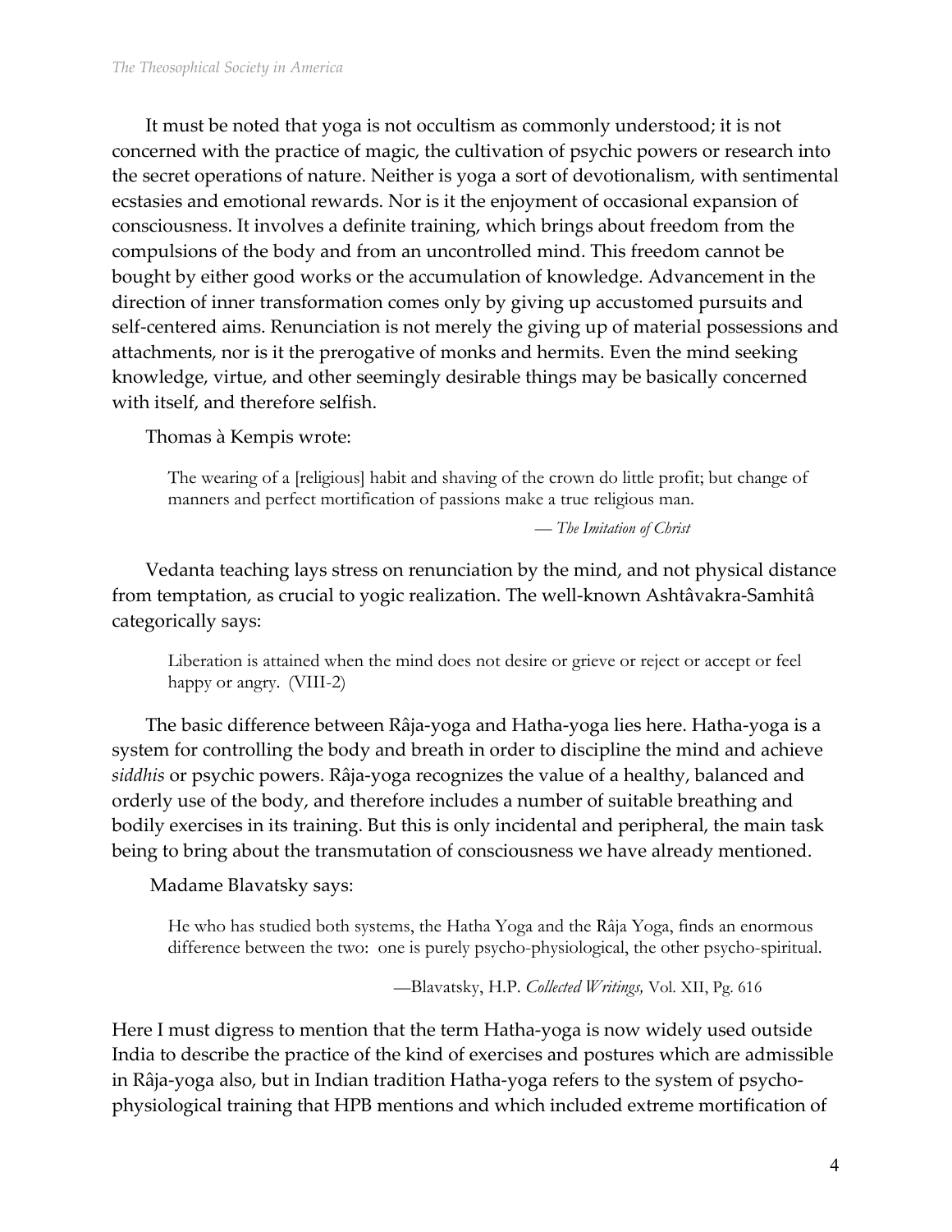It must be noted that yoga is not occultism as commonly understood; it is not concerned with the practice of magic, the cultivation of psychic powers or research into the secret operations of nature. Neither is yoga a sort of devotionalism, with sentimental ecstasies and emotional rewards. Nor is it the enjoyment of occasional expansion of consciousness. It involves a definite training, which brings about freedom from the compulsions of the body and from an uncontrolled mind. This freedom cannot be bought by either good works or the accumulation of knowledge. Advancement in the direction of inner transformation comes only by giving up accustomed pursuits and self-centered aims. Renunciation is not merely the giving up of material possessions and attachments, nor is it the prerogative of monks and hermits. Even the mind seeking knowledge, virtue, and other seemingly desirable things may be basically concerned with itself, and therefore selfish.

Thomas à Kempis wrote:

> The wearing of a [religious] habit and shaving of the crown do little profit; but change of manners and perfect mortification of passions make a true religious man.
>
> — *The Imitation of Christ*

Vedanta teaching lays stress on renunciation by the mind, and not physical distance from temptation, as crucial to yogic realization. The well-known Ashtâvakra-Samhitâ categorically says:

> Liberation is attained when the mind does not desire or grieve or reject or accept or feel happy or angry. (VIII-2)

The basic difference between Râja-yoga and Hatha-yoga lies here. Hatha-yoga is a system for controlling the body and breath in order to discipline the mind and achieve *siddhis* or psychic powers. Râja-yoga recognizes the value of a healthy, balanced and orderly use of the body, and therefore includes a number of suitable breathing and bodily exercises in its training. But this is only incidental and peripheral, the main task being to bring about the transmutation of consciousness we have already mentioned.

Madame Blavatsky says:

> He who has studied both systems, the Hatha Yoga and the Râja Yoga, finds an enormous difference between the two: one is purely psycho-physiological, the other psycho-spiritual.
>
> —Blavatsky, H.P. *Collected Writings*, Vol. XII, Pg. 616

Here I must digress to mention that the term Hatha-yoga is now widely used outside India to describe the practice of the kind of exercises and postures which are admissible in Râja-yoga also, but in Indian tradition Hatha-yoga refers to the system of psycho-physiological training that HPB mentions and which included extreme mortification of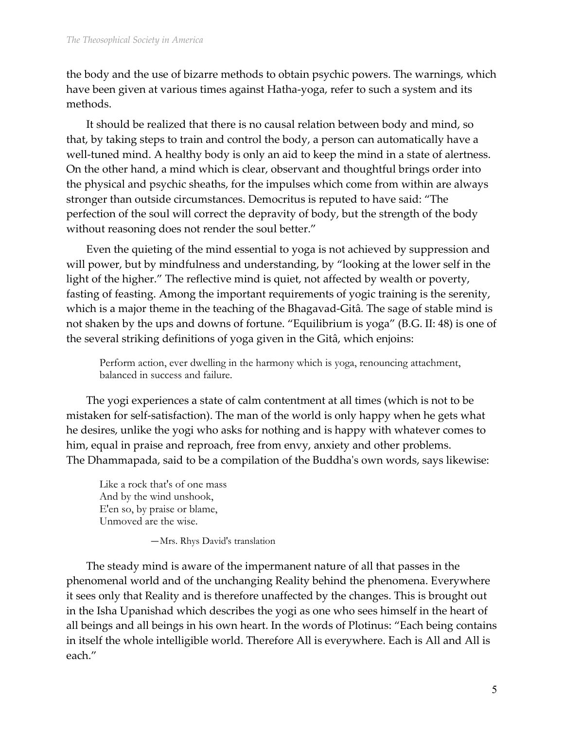the body and the use of bizarre methods to obtain psychic powers. The warnings, which have been given at various times against Hatha-yoga, refer to such a system and its methods.

It should be realized that there is no causal relation between body and mind, so that, by taking steps to train and control the body, a person can automatically have a well-tuned mind. A healthy body is only an aid to keep the mind in a state of alertness. On the other hand, a mind which is clear, observant and thoughtful brings order into the physical and psychic sheaths, for the impulses which come from within are always stronger than outside circumstances. Democritus is reputed to have said: "The perfection of the soul will correct the depravity of body, but the strength of the body without reasoning does not render the soul better."

Even the quieting of the mind essential to yoga is not achieved by suppression and will power, but by mindfulness and understanding, by "looking at the lower self in the light of the higher." The reflective mind is quiet, not affected by wealth or poverty, fasting of feasting. Among the important requirements of yogic training is the serenity, which is a major theme in the teaching of the Bhagavad-Gitâ*.* The sage of stable mind is not shaken by the ups and downs of fortune. "Equilibrium is yoga" (B.G. II: 48) is one of the several striking definitions of yoga given in the Gitâ, which enjoins:

> Perform action, ever dwelling in the harmony which is yoga, renouncing attachment, balanced in success and failure.

The yogi experiences a state of calm contentment at all times (which is not to be mistaken for self-satisfaction). The man of the world is only happy when he gets what he desires, unlike the yogi who asks for nothing and is happy with whatever comes to him, equal in praise and reproach, free from envy, anxiety and other problems. The Dhammapada, said to be a compilation of the Buddha's own words, says likewise:

> Like a rock that's of one mass
> And by the wind unshook,
> E'en so, by praise or blame,
> Unmoved are the wise.
>
> —Mrs. Rhys David's translation

The steady mind is aware of the impermanent nature of all that passes in the phenomenal world and of the unchanging Reality behind the phenomena. Everywhere it sees only that Reality and is therefore unaffected by the changes. This is brought out in the Isha Upanishad which describes the yogi as one who sees himself in the heart of all beings and all beings in his own heart. In the words of Plotinus: "Each being contains in itself the whole intelligible world. Therefore All is everywhere. Each is All and All is each."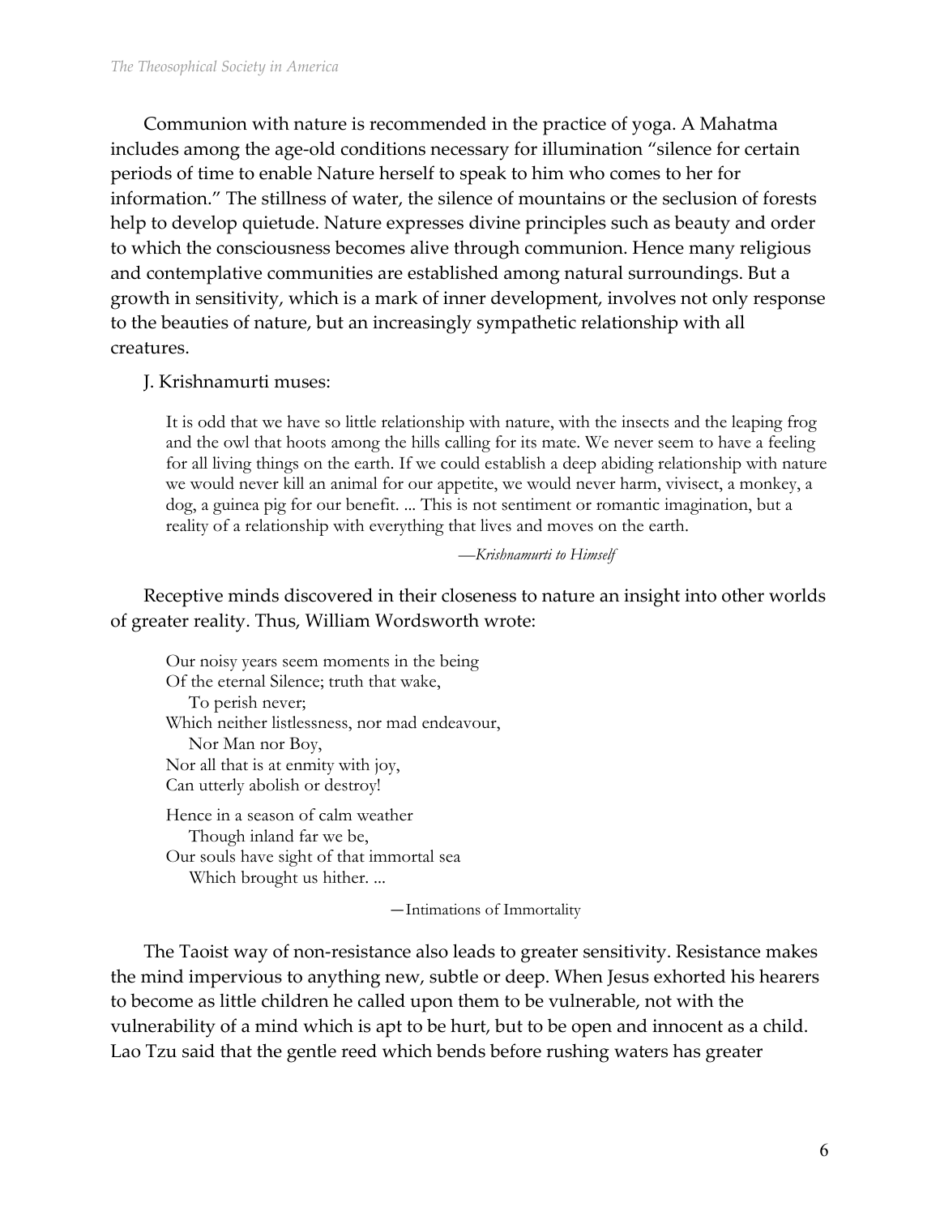Communion with nature is recommended in the practice of yoga. A Mahatma includes among the age-old conditions necessary for illumination "silence for certain periods of time to enable Nature herself to speak to him who comes to her for information." The stillness of water, the silence of mountains or the seclusion of forests help to develop quietude. Nature expresses divine principles such as beauty and order to which the consciousness becomes alive through communion. Hence many religious and contemplative communities are established among natural surroundings. But a growth in sensitivity, which is a mark of inner development, involves not only response to the beauties of nature, but an increasingly sympathetic relationship with all creatures.

J. Krishnamurti muses:

> It is odd that we have so little relationship with nature, with the insects and the leaping frog and the owl that hoots among the hills calling for its mate. We never seem to have a feeling for all living things on the earth. If we could establish a deep abiding relationship with nature we would never kill an animal for our appetite, we would never harm, vivisect, a monkey, a dog, a guinea pig for our benefit. ... This is not sentiment or romantic imagination, but a reality of a relationship with everything that lives and moves on the earth.
>
> —*Krishnamurti to Himself*

Receptive minds discovered in their closeness to nature an insight into other worlds of greater reality. Thus, William Wordsworth wrote:

> Our noisy years seem moments in the being
> Of the eternal Silence; truth that wake,
> To perish never;
> Which neither listlessness, nor mad endeavour,
> Nor Man nor Boy,
> Nor all that is at enmity with joy,
> Can utterly abolish or destroy!
>
> Hence in a season of calm weather
> Though inland far we be,
> Our souls have sight of that immortal sea
> Which brought us hither. ...
>
> —Intimations of Immortality

The Taoist way of non-resistance also leads to greater sensitivity. Resistance makes the mind impervious to anything new, subtle or deep. When Jesus exhorted his hearers to become as little children he called upon them to be vulnerable, not with the vulnerability of a mind which is apt to be hurt, but to be open and innocent as a child. Lao Tzu said that the gentle reed which bends before rushing waters has greater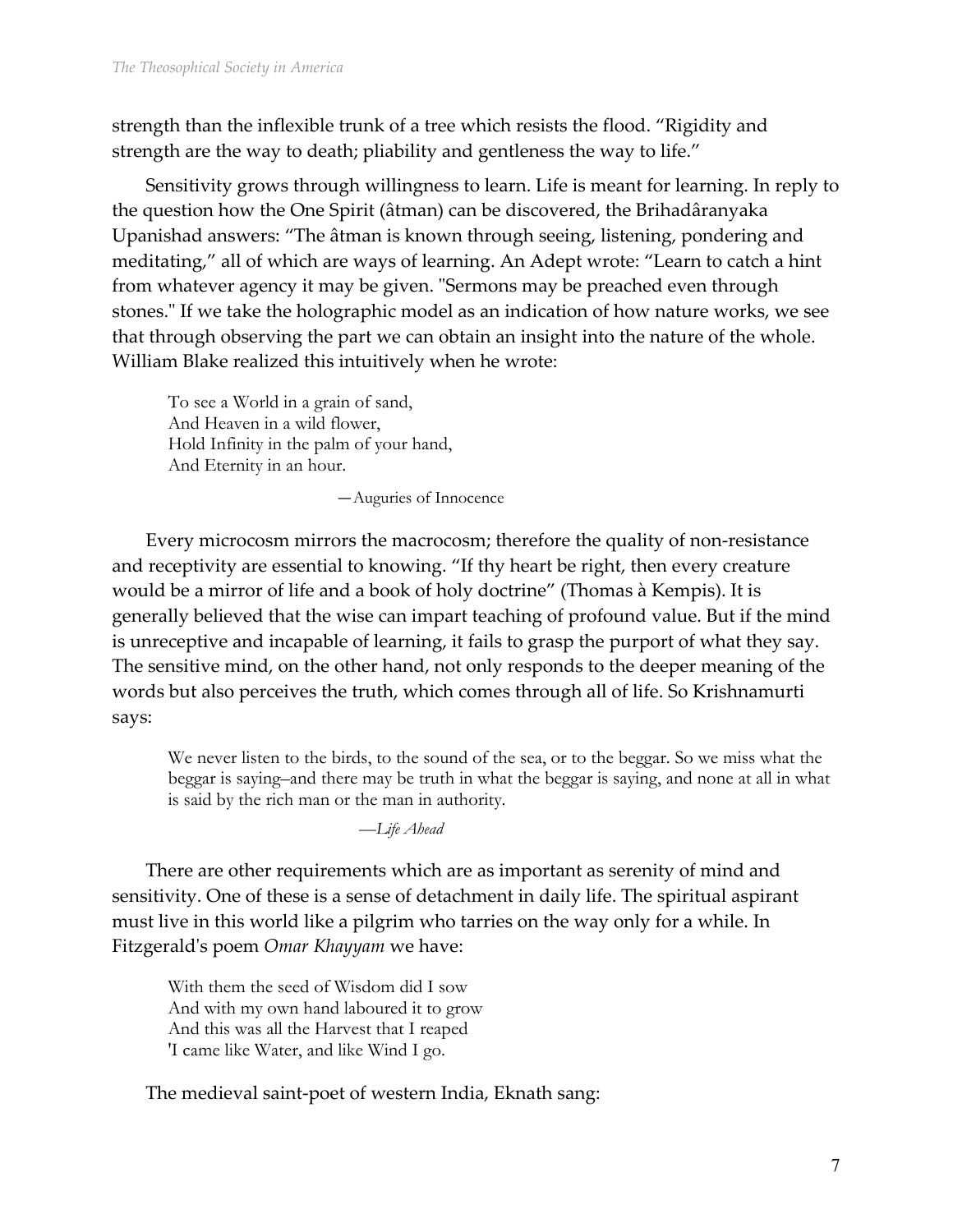strength than the inflexible trunk of a tree which resists the flood. “Rigidity and strength are the way to death; pliability and gentleness the way to life.”

Sensitivity grows through willingness to learn. Life is meant for learning. In reply to the question how the One Spirit (âtman) can be discovered, the Brihadâranyaka Upanishad answers: “The âtman is known through seeing, listening, pondering and meditating,” all of which are ways of learning. An Adept wrote: “Learn to catch a hint from whatever agency it may be given. "Sermons may be preached even through stones." If we take the holographic model as an indication of how nature works, we see that through observing the part we can obtain an insight into the nature of the whole. William Blake realized this intuitively when he wrote:

> To see a World in a grain of sand,
> And Heaven in a wild flower,
> Hold Infinity in the palm of your hand,
> And Eternity in an hour.
>
> —Auguries of Innocence

Every microcosm mirrors the macrocosm; therefore the quality of non-resistance and receptivity are essential to knowing. “If thy heart be right, then every creature would be a mirror of life and a book of holy doctrine” (Thomas à Kempis). It is generally believed that the wise can impart teaching of profound value. But if the mind is unreceptive and incapable of learning, it fails to grasp the purport of what they say. The sensitive mind, on the other hand, not only responds to the deeper meaning of the words but also perceives the truth, which comes through all of life. So Krishnamurti says:

> We never listen to the birds, to the sound of the sea, or to the beggar. So we miss what the beggar is saying–and there may be truth in what the beggar is saying, and none at all in what is said by the rich man or the man in authority.
>
> —*Life Ahead*

There are other requirements which are as important as serenity of mind and sensitivity. One of these is a sense of detachment in daily life. The spiritual aspirant must live in this world like a pilgrim who tarries on the way only for a while. In Fitzgerald's poem *Omar Khayyam* we have:

> With them the seed of Wisdom did I sow
> And with my own hand laboured it to grow
> And this was all the Harvest that I reaped
> 'I came like Water, and like Wind I go.

The medieval saint-poet of western India, Eknath sang: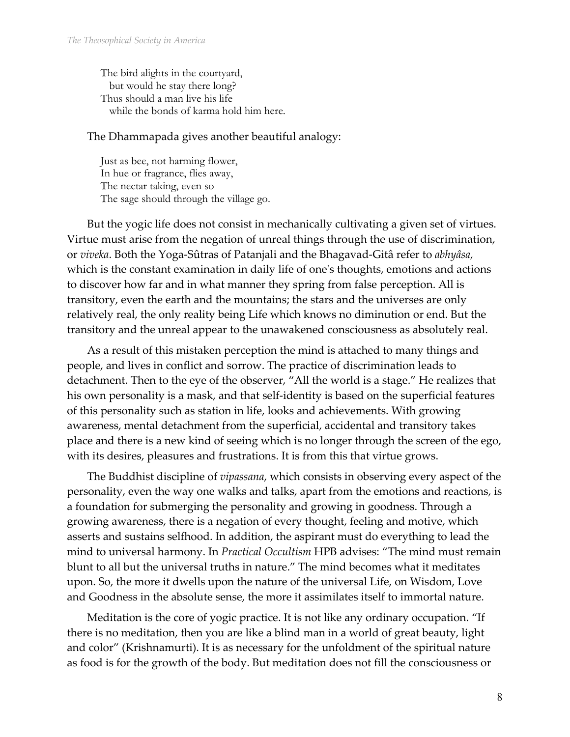The bird alights in the courtyard,  
  but would he stay there long?  
Thus should a man live his life  
  while the bonds of karma hold him here.

The Dhammapada gives another beautiful analogy:

Just as bee, not harming flower,  
In hue or fragrance, flies away,  
The nectar taking, even so  
The sage should through the village go.

But the yogic life does not consist in mechanically cultivating a given set of virtues. Virtue must arise from the negation of unreal things through the use of discrimination, or *viveka*. Both the Yoga-Sûtras of Patanjali and the Bhagavad-Gitâ refer to *abhyâsa,* which is the constant examination in daily life of one's thoughts, emotions and actions to discover how far and in what manner they spring from false perception. All is transitory, even the earth and the mountains; the stars and the universes are only relatively real, the only reality being Life which knows no diminution or end. But the transitory and the unreal appear to the unawakened consciousness as absolutely real.

As a result of this mistaken perception the mind is attached to many things and people, and lives in conflict and sorrow. The practice of discrimination leads to detachment. Then to the eye of the observer, "All the world is a stage." He realizes that his own personality is a mask, and that self-identity is based on the superficial features of this personality such as station in life, looks and achievements. With growing awareness, mental detachment from the superficial, accidental and transitory takes place and there is a new kind of seeing which is no longer through the screen of the ego, with its desires, pleasures and frustrations. It is from this that virtue grows.

The Buddhist discipline of *vipassana*, which consists in observing every aspect of the personality, even the way one walks and talks, apart from the emotions and reactions, is a foundation for submerging the personality and growing in goodness. Through a growing awareness, there is a negation of every thought, feeling and motive, which asserts and sustains selfhood. In addition, the aspirant must do everything to lead the mind to universal harmony. In *Practical Occultism* HPB advises: "The mind must remain blunt to all but the universal truths in nature." The mind becomes what it meditates upon. So, the more it dwells upon the nature of the universal Life, on Wisdom, Love and Goodness in the absolute sense, the more it assimilates itself to immortal nature.

Meditation is the core of yogic practice. It is not like any ordinary occupation. "If there is no meditation, then you are like a blind man in a world of great beauty, light and color" (Krishnamurti). It is as necessary for the unfoldment of the spiritual nature as food is for the growth of the body. But meditation does not fill the consciousness or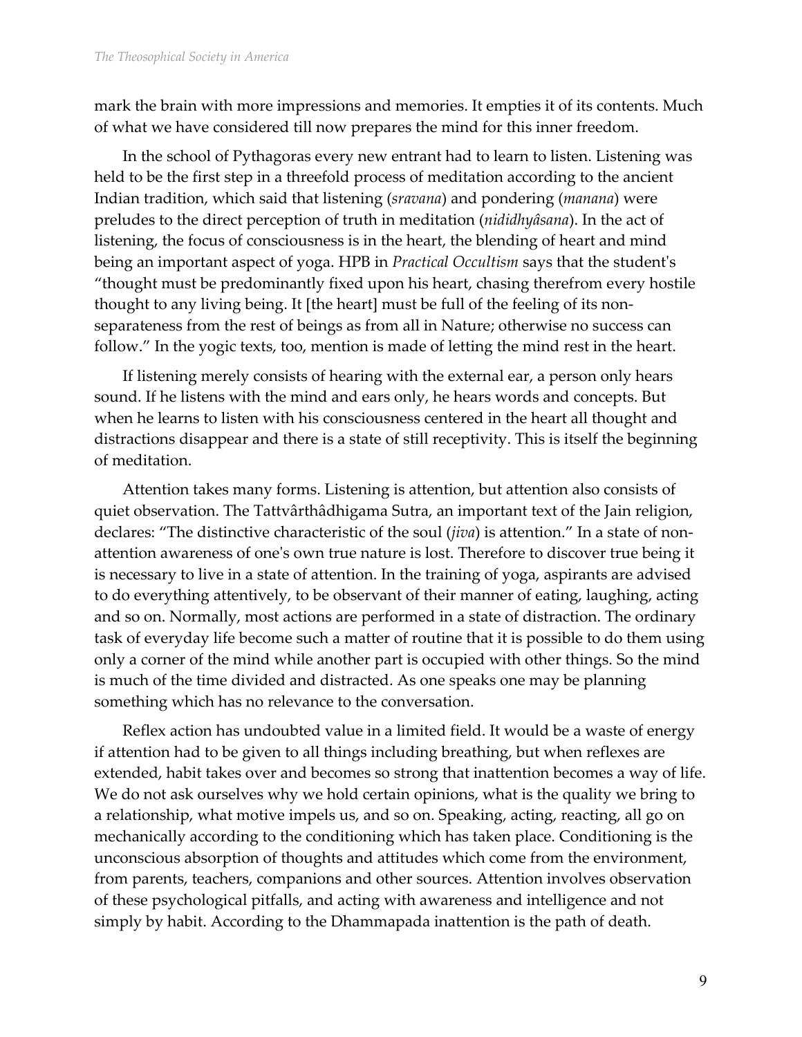mark the brain with more impressions and memories. It empties it of its contents. Much of what we have considered till now prepares the mind for this inner freedom.

In the school of Pythagoras every new entrant had to learn to listen. Listening was held to be the first step in a threefold process of meditation according to the ancient Indian tradition, which said that listening (*sravana*) and pondering (*manana*) were preludes to the direct perception of truth in meditation (*nididhyâsana*). In the act of listening, the focus of consciousness is in the heart, the blending of heart and mind being an important aspect of yoga. HPB in *Practical Occultism* says that the student's "thought must be predominantly fixed upon his heart, chasing therefrom every hostile thought to any living being. It [the heart] must be full of the feeling of its non-separateness from the rest of beings as from all in Nature; otherwise no success can follow." In the yogic texts, too, mention is made of letting the mind rest in the heart.

If listening merely consists of hearing with the external ear, a person only hears sound. If he listens with the mind and ears only, he hears words and concepts. But when he learns to listen with his consciousness centered in the heart all thought and distractions disappear and there is a state of still receptivity. This is itself the beginning of meditation.

Attention takes many forms. Listening is attention, but attention also consists of quiet observation. The Tattvârthâdhigama Sutra, an important text of the Jain religion, declares: "The distinctive characteristic of the soul (*jiva*) is attention." In a state of non-attention awareness of one's own true nature is lost. Therefore to discover true being it is necessary to live in a state of attention. In the training of yoga, aspirants are advised to do everything attentively, to be observant of their manner of eating, laughing, acting and so on. Normally, most actions are performed in a state of distraction. The ordinary task of everyday life become such a matter of routine that it is possible to do them using only a corner of the mind while another part is occupied with other things. So the mind is much of the time divided and distracted. As one speaks one may be planning something which has no relevance to the conversation.

Reflex action has undoubted value in a limited field. It would be a waste of energy if attention had to be given to all things including breathing, but when reflexes are extended, habit takes over and becomes so strong that inattention becomes a way of life. We do not ask ourselves why we hold certain opinions, what is the quality we bring to a relationship, what motive impels us, and so on. Speaking, acting, reacting, all go on mechanically according to the conditioning which has taken place. Conditioning is the unconscious absorption of thoughts and attitudes which come from the environment, from parents, teachers, companions and other sources. Attention involves observation of these psychological pitfalls, and acting with awareness and intelligence and not simply by habit. According to the Dhammapada inattention is the path of death.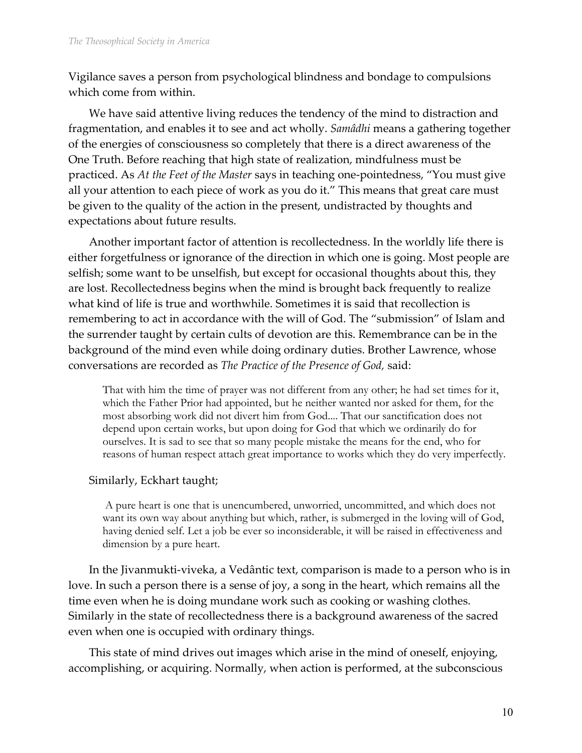Vigilance saves a person from psychological blindness and bondage to compulsions which come from within.

We have said attentive living reduces the tendency of the mind to distraction and fragmentation, and enables it to see and act wholly. *Samâdhi* means a gathering together of the energies of consciousness so completely that there is a direct awareness of the One Truth. Before reaching that high state of realization, mindfulness must be practiced. As *At the Feet of the Master* says in teaching one-pointedness, "You must give all your attention to each piece of work as you do it." This means that great care must be given to the quality of the action in the present, undistracted by thoughts and expectations about future results.

Another important factor of attention is recollectedness. In the worldly life there is either forgetfulness or ignorance of the direction in which one is going. Most people are selfish; some want to be unselfish, but except for occasional thoughts about this, they are lost. Recollectedness begins when the mind is brought back frequently to realize what kind of life is true and worthwhile. Sometimes it is said that recollection is remembering to act in accordance with the will of God. The "submission" of Islam and the surrender taught by certain cults of devotion are this. Remembrance can be in the background of the mind even while doing ordinary duties. Brother Lawrence, whose conversations are recorded as *The Practice of the Presence of God,* said:

> That with him the time of prayer was not different from any other; he had set times for it, which the Father Prior had appointed, but he neither wanted nor asked for them, for the most absorbing work did not divert him from God.... That our sanctification does not depend upon certain works, but upon doing for God that which we ordinarily do for ourselves. It is sad to see that so many people mistake the means for the end, who for reasons of human respect attach great importance to works which they do very imperfectly.

Similarly, Eckhart taught;

> A pure heart is one that is unencumbered, unworried, uncommitted, and which does not want its own way about anything but which, rather, is submerged in the loving will of God, having denied self. Let a job be ever so inconsiderable, it will be raised in effectiveness and dimension by a pure heart.

In the Jivanmukti-viveka, a Vedântic text, comparison is made to a person who is in love. In such a person there is a sense of joy, a song in the heart, which remains all the time even when he is doing mundane work such as cooking or washing clothes. Similarly in the state of recollectedness there is a background awareness of the sacred even when one is occupied with ordinary things.

This state of mind drives out images which arise in the mind of oneself, enjoying, accomplishing, or acquiring. Normally, when action is performed, at the subconscious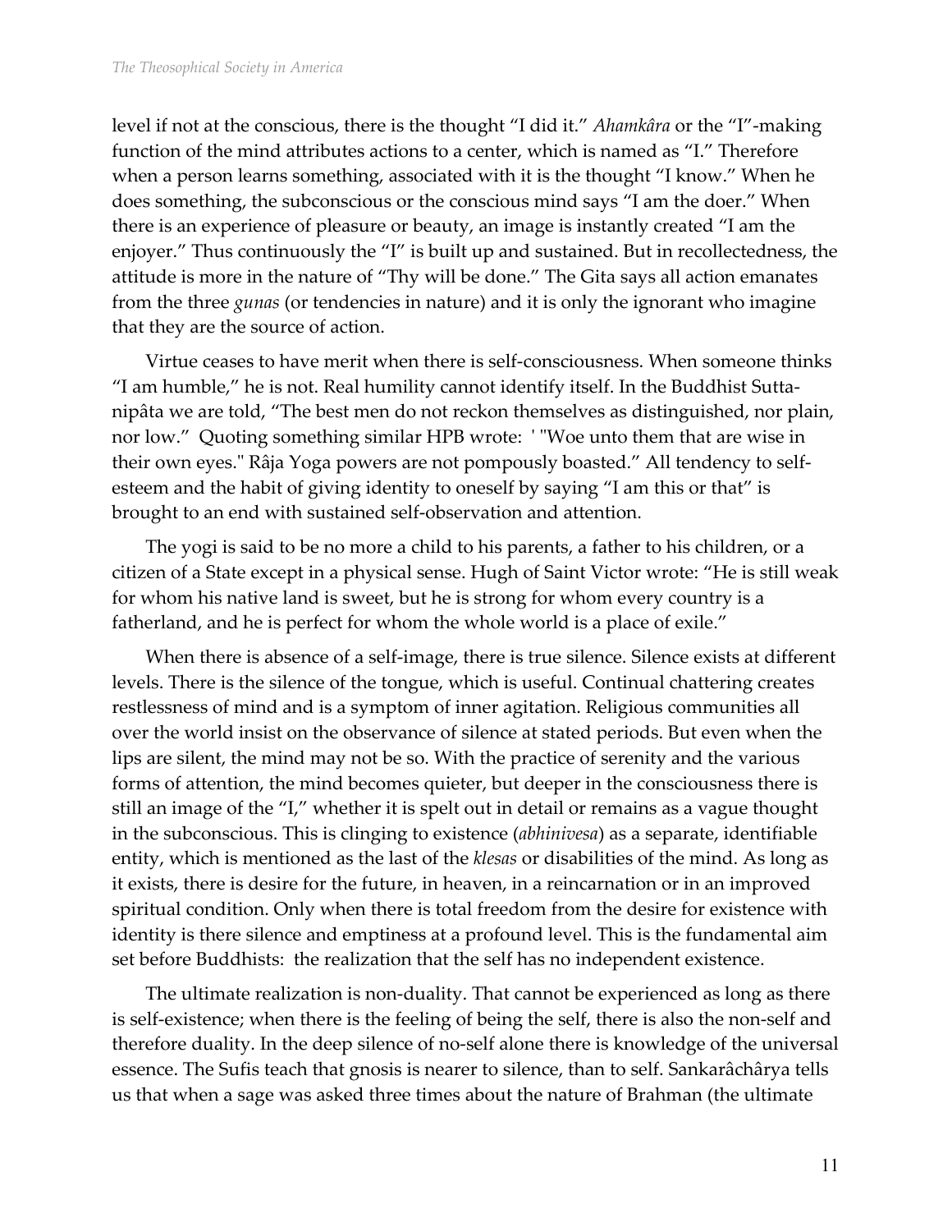level if not at the conscious, there is the thought "I did it." *Ahamkâra* or the "I"-making function of the mind attributes actions to a center, which is named as "I." Therefore when a person learns something, associated with it is the thought "I know." When he does something, the subconscious or the conscious mind says "I am the doer." When there is an experience of pleasure or beauty, an image is instantly created "I am the enjoyer." Thus continuously the "I" is built up and sustained. But in recollectedness, the attitude is more in the nature of "Thy will be done." The Gita says all action emanates from the three *gunas* (or tendencies in nature) and it is only the ignorant who imagine that they are the source of action.

Virtue ceases to have merit when there is self-consciousness. When someone thinks "I am humble," he is not. Real humility cannot identify itself. In the Buddhist Sutta-nipâta we are told, "The best men do not reckon themselves as distinguished, nor plain, nor low." Quoting something similar HPB wrote: ' "Woe unto them that are wise in their own eyes." Râja Yoga powers are not pompously boasted." All tendency to self-esteem and the habit of giving identity to oneself by saying "I am this or that" is brought to an end with sustained self-observation and attention.

The yogi is said to be no more a child to his parents, a father to his children, or a citizen of a State except in a physical sense. Hugh of Saint Victor wrote: "He is still weak for whom his native land is sweet, but he is strong for whom every country is a fatherland, and he is perfect for whom the whole world is a place of exile."

When there is absence of a self-image, there is true silence. Silence exists at different levels. There is the silence of the tongue, which is useful. Continual chattering creates restlessness of mind and is a symptom of inner agitation. Religious communities all over the world insist on the observance of silence at stated periods. But even when the lips are silent, the mind may not be so. With the practice of serenity and the various forms of attention, the mind becomes quieter, but deeper in the consciousness there is still an image of the "I," whether it is spelt out in detail or remains as a vague thought in the subconscious. This is clinging to existence (*abhinivesa*) as a separate, identifiable entity, which is mentioned as the last of the *klesas* or disabilities of the mind. As long as it exists, there is desire for the future, in heaven, in a reincarnation or in an improved spiritual condition. Only when there is total freedom from the desire for existence with identity is there silence and emptiness at a profound level. This is the fundamental aim set before Buddhists: the realization that the self has no independent existence.

The ultimate realization is non-duality. That cannot be experienced as long as there is self-existence; when there is the feeling of being the self, there is also the non-self and therefore duality. In the deep silence of no-self alone there is knowledge of the universal essence. The Sufis teach that gnosis is nearer to silence, than to self. Sankarâchârya tells us that when a sage was asked three times about the nature of Brahman (the ultimate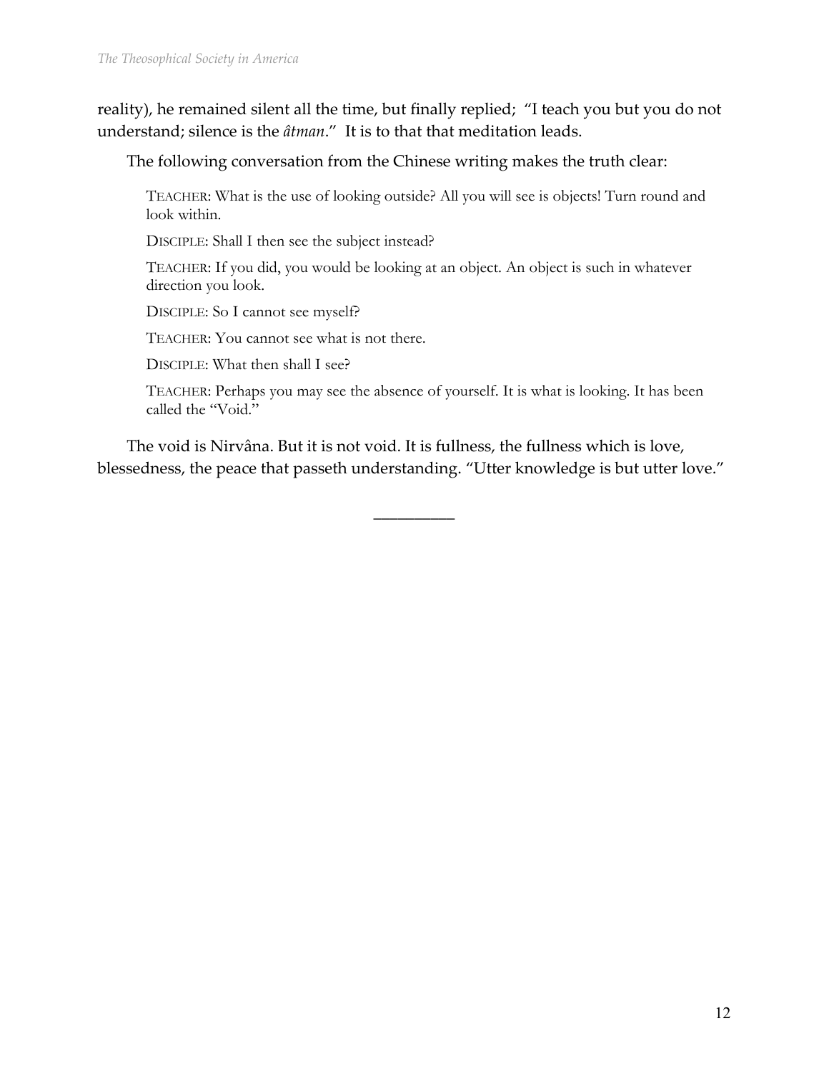reality), he remained silent all the time, but finally replied; "I teach you but you do not understand; silence is the *âtman*." It is to that that meditation leads.

The following conversation from the Chinese writing makes the truth clear:

> TEACHER: What is the use of looking outside? All you will see is objects! Turn round and look within.
>
> DISCIPLE: Shall I then see the subject instead?
>
> TEACHER: If you did, you would be looking at an object. An object is such in whatever direction you look.
>
> DISCIPLE: So I cannot see myself?
>
> TEACHER: You cannot see what is not there.
>
> DISCIPLE: What then shall I see?
>
> TEACHER: Perhaps you may see the absence of yourself. It is what is looking. It has been called the "Void."

The void is Nirvâna. But it is not void. It is fullness, the fullness which is love, blessedness, the peace that passeth understanding. "Utter knowledge is but utter love."

---